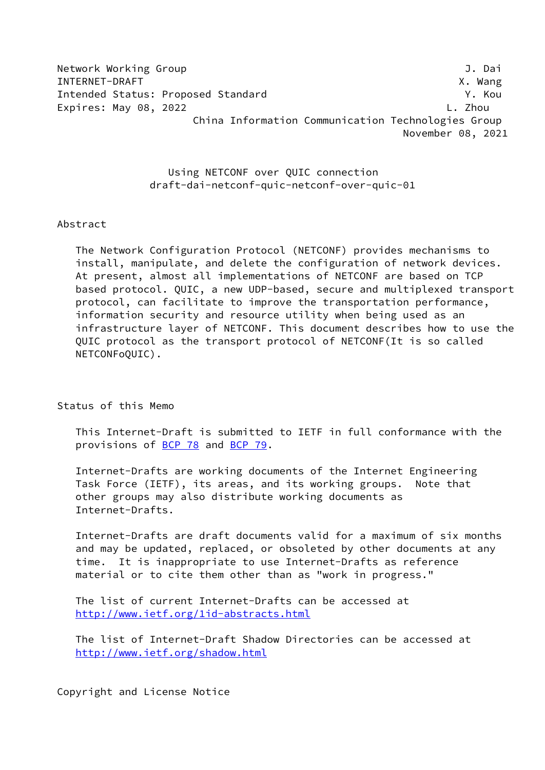Network Working Group J. Dai
INTERNET-DRAFT X. Wang
Intended Status: Proposed Standard Y. Kou
Expires: May 08, 2022 L. Zhou
China Information Communication Technologies Group
November 08, 2021

# Using NETCONF over QUIC connection
draft-dai-netconf-quic-netconf-over-quic-01

## Abstract

The Network Configuration Protocol (NETCONF) provides mechanisms to install, manipulate, and delete the configuration of network devices. At present, almost all implementations of NETCONF are based on TCP based protocol. QUIC, a new UDP-based, secure and multiplexed transport protocol, can facilitate to improve the transportation performance, information security and resource utility when being used as an infrastructure layer of NETCONF. This document describes how to use the QUIC protocol as the transport protocol of NETCONF(It is so called NETCONFoQUIC).

## Status of this Memo

This Internet-Draft is submitted to IETF in full conformance with the provisions of BCP 78 and BCP 79.

Internet-Drafts are working documents of the Internet Engineering Task Force (IETF), its areas, and its working groups. Note that other groups may also distribute working documents as Internet-Drafts.

Internet-Drafts are draft documents valid for a maximum of six months and may be updated, replaced, or obsoleted by other documents at any time. It is inappropriate to use Internet-Drafts as reference material or to cite them other than as "work in progress."

The list of current Internet-Drafts can be accessed at http://www.ietf.org/1id-abstracts.html

The list of Internet-Draft Shadow Directories can be accessed at http://www.ietf.org/shadow.html

## Copyright and License Notice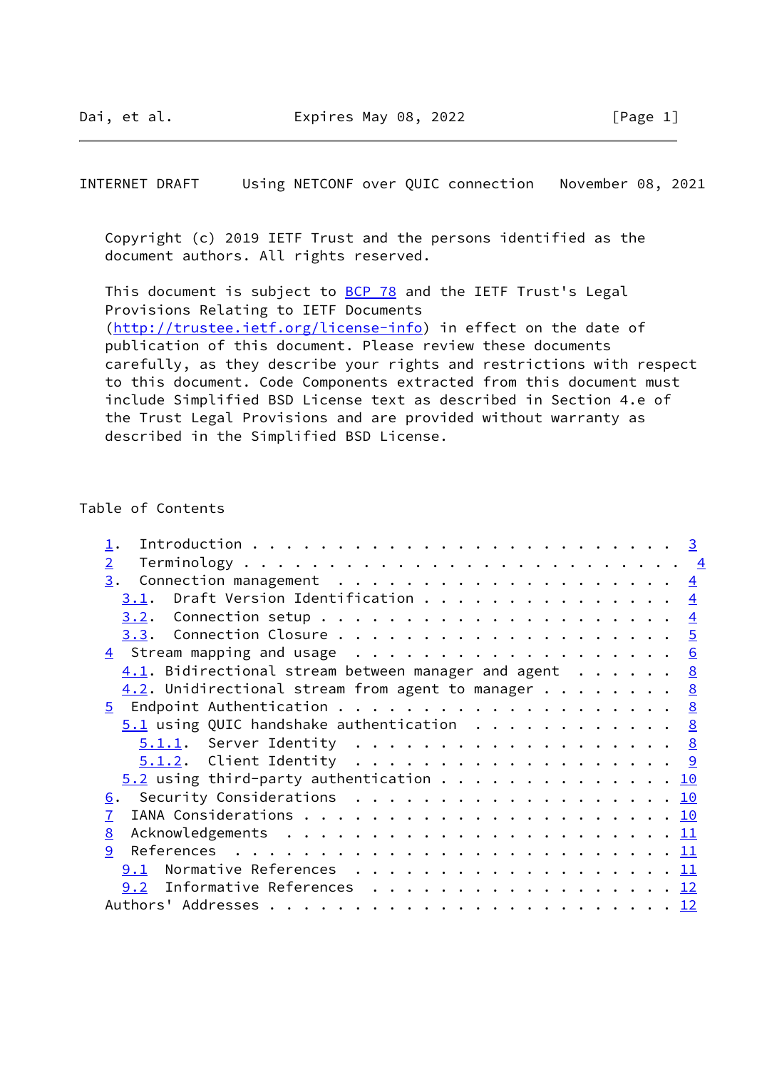Copyright (c) 2019 IETF Trust and the persons identified as the document authors. All rights reserved.

This document is subject to BCP 78 and the IETF Trust's Legal Provisions Relating to IETF Documents (http://trustee.ietf.org/license-info) in effect on the date of publication of this document. Please review these documents carefully, as they describe your rights and restrictions with respect to this document. Code Components extracted from this document must include Simplified BSD License text as described in Section 4.e of the Trust Legal Provisions and are provided without warranty as described in the Simplified BSD License.

## Table of Contents

```
   1.  Introduction . . . . . . . . . . . . . . . . . . . . . . . . 3
   2   Terminology . . . . . . . . . . . . . . . . . . . . . . . . . 4
   3.  Connection management  . . . . . . . . . . . . . . . . . . . 4
     3.1.  Draft Version Identification . . . . . . . . . . . . . . 4
     3.2.  Connection setup . . . . . . . . . . . . . . . . . . . . 4
     3.3.  Connection Closure . . . . . . . . . . . . . . . . . . . 5
   4  Stream mapping and usage  . . . . . . . . . . . . . . . . . . 6
     4.1. Bidirectional stream between manager and agent  . . . . . 8
     4.2. Unidirectional stream from agent to manager . . . . . . . 8
   5  Endpoint Authentication . . . . . . . . . . . . . . . . . . . 8
     5.1 using QUIC handshake authentication  . . . . . . . . . . . 8
       5.1.1.  Server Identity  . . . . . . . . . . . . . . . . . . 8
       5.1.2.  Client Identity  . . . . . . . . . . . . . . . . . . 9
     5.2 using third-party authentication . . . . . . . . . . . . . 10
   6.  Security Considerations  . . . . . . . . . . . . . . . . . . 10
   7  IANA Considerations . . . . . . . . . . . . . . . . . . . . . 10
   8  Acknowledgements  . . . . . . . . . . . . . . . . . . . . . . 11
   9  References  . . . . . . . . . . . . . . . . . . . . . . . . . 11
     9.1  Normative References  . . . . . . . . . . . . . . . . . . 11
     9.2  Informative References  . . . . . . . . . . . . . . . . . 12
   Authors' Addresses . . . . . . . . . . . . . . . . . . . . . . . 12
```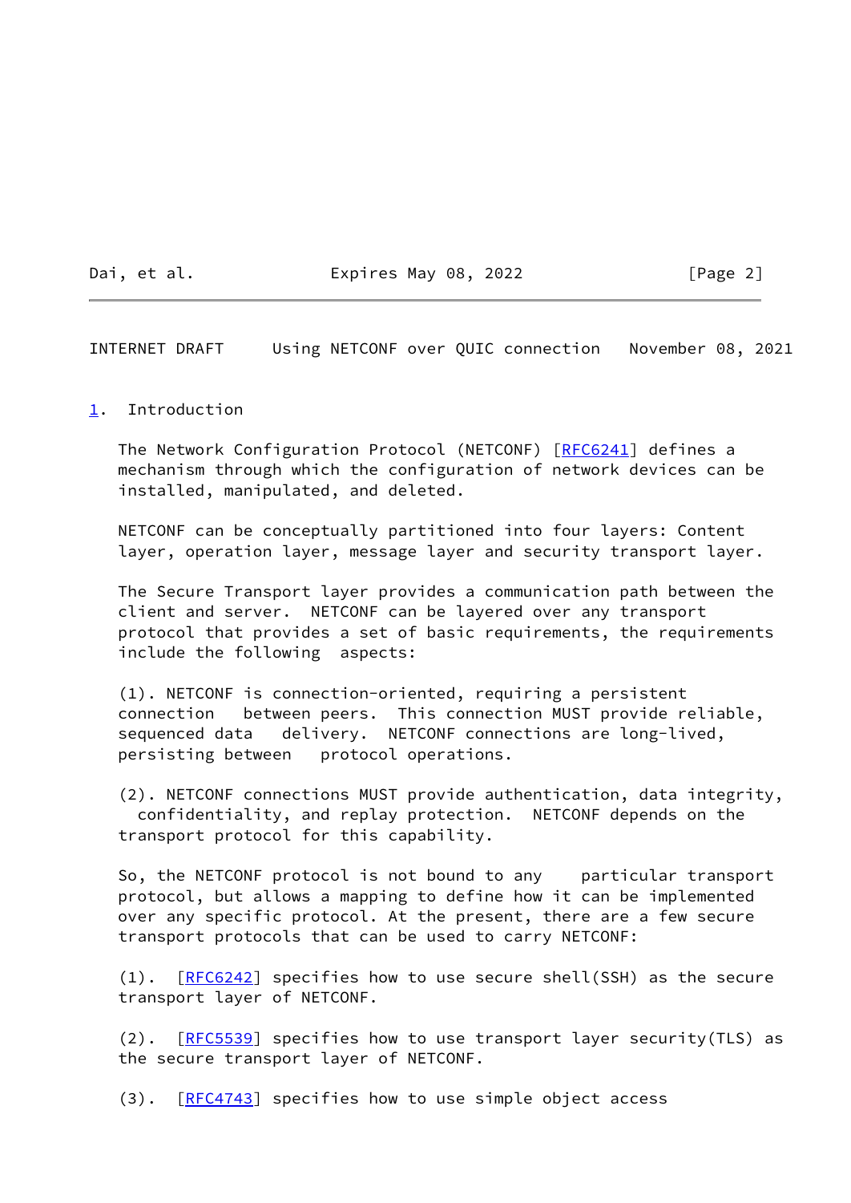# 1. Introduction

The Network Configuration Protocol (NETCONF) [RFC6241] defines a mechanism through which the configuration of network devices can be installed, manipulated, and deleted.

NETCONF can be conceptually partitioned into four layers: Content layer, operation layer, message layer and security transport layer.

The Secure Transport layer provides a communication path between the client and server. NETCONF can be layered over any transport protocol that provides a set of basic requirements, the requirements include the following aspects:

(1). NETCONF is connection-oriented, requiring a persistent connection between peers. This connection MUST provide reliable, sequenced data delivery. NETCONF connections are long-lived, persisting between protocol operations.

(2). NETCONF connections MUST provide authentication, data integrity, confidentiality, and replay protection. NETCONF depends on the transport protocol for this capability.

So, the NETCONF protocol is not bound to any particular transport protocol, but allows a mapping to define how it can be implemented over any specific protocol. At the present, there are a few secure transport protocols that can be used to carry NETCONF:

(1). [RFC6242] specifies how to use secure shell(SSH) as the secure transport layer of NETCONF.

(2). [RFC5539] specifies how to use transport layer security(TLS) as the secure transport layer of NETCONF.

(3). [RFC4743] specifies how to use simple object access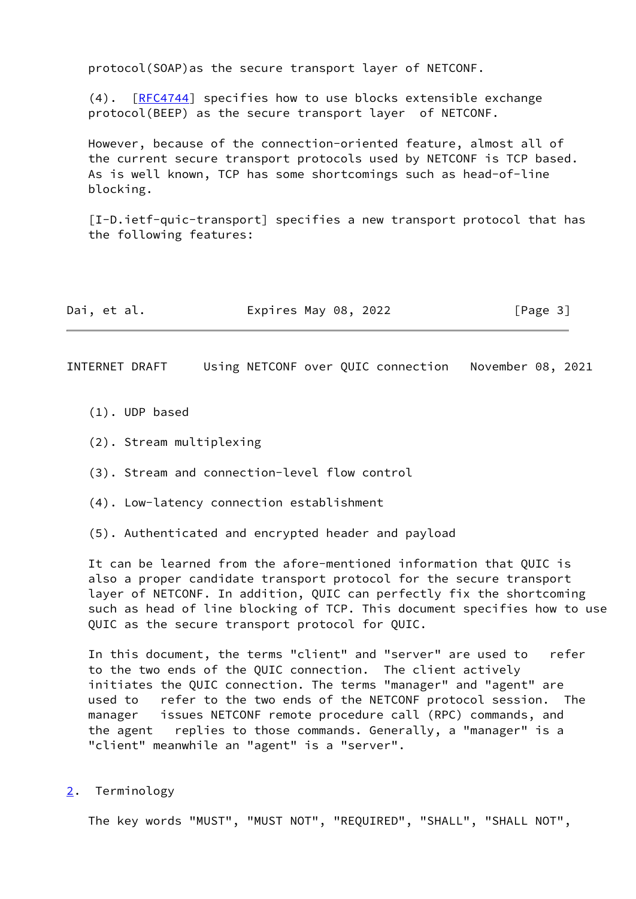protocol(SOAP)as the secure transport layer of NETCONF.

(4). [RFC4744] specifies how to use blocks extensible exchange protocol(BEEP) as the secure transport layer of NETCONF.

However, because of the connection-oriented feature, almost all of the current secure transport protocols used by NETCONF is TCP based. As is well known, TCP has some shortcomings such as head-of-line blocking.

[I-D.ietf-quic-transport] specifies a new transport protocol that has the following features:

(1). UDP based

(2). Stream multiplexing

(3). Stream and connection-level flow control

(4). Low-latency connection establishment

(5). Authenticated and encrypted header and payload

It can be learned from the afore-mentioned information that QUIC is also a proper candidate transport protocol for the secure transport layer of NETCONF. In addition, QUIC can perfectly fix the shortcoming such as head of line blocking of TCP. This document specifies how to use QUIC as the secure transport protocol for QUIC.

In this document, the terms "client" and "server" are used to refer to the two ends of the QUIC connection. The client actively initiates the QUIC connection. The terms "manager" and "agent" are used to refer to the two ends of the NETCONF protocol session. The manager issues NETCONF remote procedure call (RPC) commands, and the agent replies to those commands. Generally, a "manager" is a "client" meanwhile an "agent" is a "server".

## 2. Terminology

The key words "MUST", "MUST NOT", "REQUIRED", "SHALL", "SHALL NOT",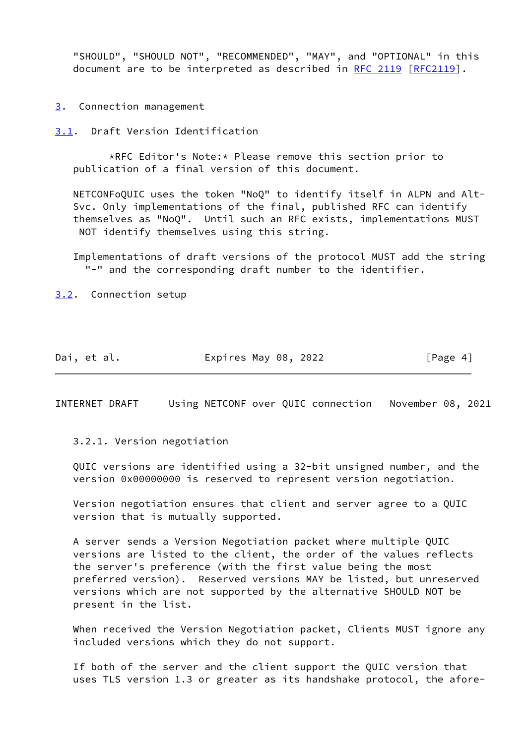"SHOULD", "SHOULD NOT", "RECOMMENDED", "MAY", and "OPTIONAL" in this document are to be interpreted as described in RFC 2119 [RFC2119].

# 3. Connection management

## 3.1. Draft Version Identification

*RFC Editor's Note:* Please remove this section prior to publication of a final version of this document.

NETCONFoQUIC uses the token "NoQ" to identify itself in ALPN and Alt-Svc. Only implementations of the final, published RFC can identify themselves as "NoQ". Until such an RFC exists, implementations MUST NOT identify themselves using this string.

Implementations of draft versions of the protocol MUST add the string "-" and the corresponding draft number to the identifier.

## 3.2. Connection setup

### 3.2.1. Version negotiation

QUIC versions are identified using a 32-bit unsigned number, and the version 0x00000000 is reserved to represent version negotiation.

Version negotiation ensures that client and server agree to a QUIC version that is mutually supported.

A server sends a Version Negotiation packet where multiple QUIC versions are listed to the client, the order of the values reflects the server's preference (with the first value being the most preferred version). Reserved versions MAY be listed, but unreserved versions which are not supported by the alternative SHOULD NOT be present in the list.

When received the Version Negotiation packet, Clients MUST ignore any included versions which they do not support.

If both of the server and the client support the QUIC version that uses TLS version 1.3 or greater as its handshake protocol, the afore-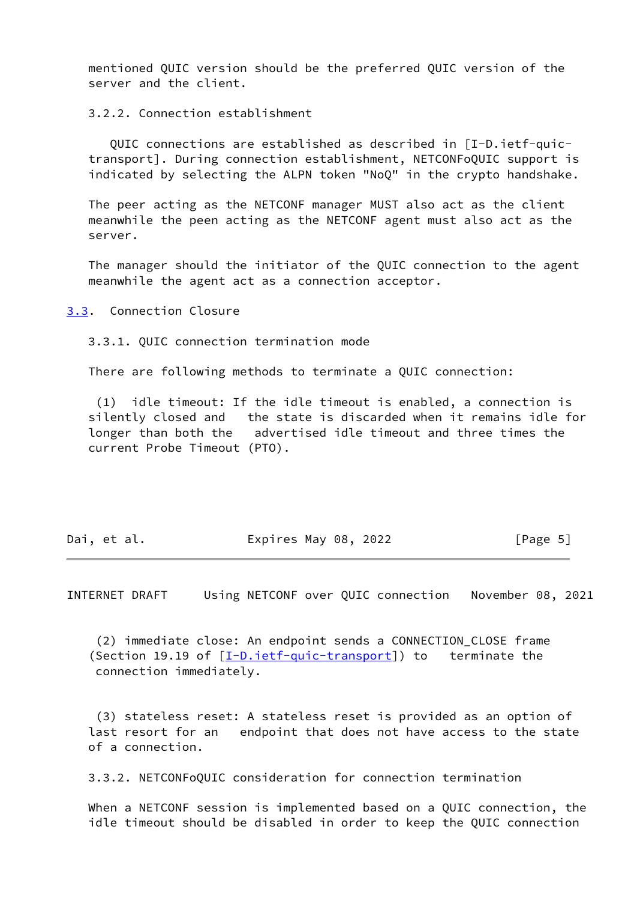mentioned QUIC version should be the preferred QUIC version of the server and the client.

#### 3.2.2. Connection establishment

QUIC connections are established as described in [I-D.ietf-quic-transport]. During connection establishment, NETCONFoQUIC support is indicated by selecting the ALPN token "NoQ" in the crypto handshake.

The peer acting as the NETCONF manager MUST also act as the client meanwhile the peen acting as the NETCONF agent must also act as the server.

The manager should the initiator of the QUIC connection to the agent meanwhile the agent act as a connection acceptor.

### 3.3. Connection Closure

#### 3.3.1. QUIC connection termination mode

There are following methods to terminate a QUIC connection:

(1) idle timeout: If the idle timeout is enabled, a connection is silently closed and the state is discarded when it remains idle for longer than both the advertised idle timeout and three times the current Probe Timeout (PTO).

(2) immediate close: An endpoint sends a CONNECTION_CLOSE frame (Section 19.19 of [I-D.ietf-quic-transport]) to terminate the connection immediately.

(3) stateless reset: A stateless reset is provided as an option of last resort for an endpoint that does not have access to the state of a connection.

#### 3.3.2. NETCONFoQUIC consideration for connection termination

When a NETCONF session is implemented based on a QUIC connection, the idle timeout should be disabled in order to keep the QUIC connection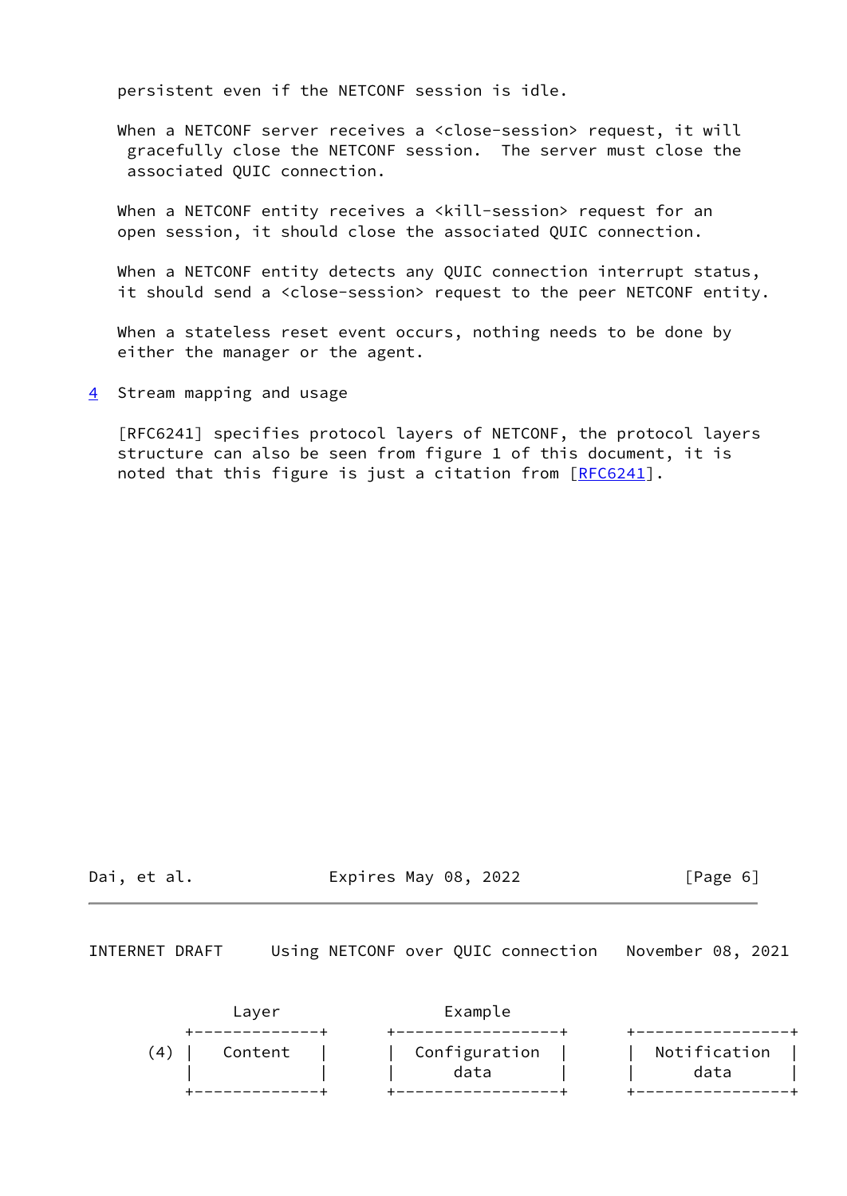persistent even if the NETCONF session is idle.

When a NETCONF server receives a <close-session> request, it will gracefully close the NETCONF session. The server must close the associated QUIC connection.

When a NETCONF entity receives a <kill-session> request for an open session, it should close the associated QUIC connection.

When a NETCONF entity detects any QUIC connection interrupt status, it should send a <close-session> request to the peer NETCONF entity.

When a stateless reset event occurs, nothing needs to be done by either the manager or the agent.

## 4 Stream mapping and usage

[RFC6241] specifies protocol layers of NETCONF, the protocol layers structure can also be seen from figure 1 of this document, it is noted that this figure is just a citation from [RFC6241].

```
             Layer                 Example
        +-------------+      +-----------------+    +----------------+
    (4) |   Content   |      |  Configuration  |    |  Notification  |
        |             |      |      data       |    |      data      |
        +-------------+      +-----------------+    +----------------+
```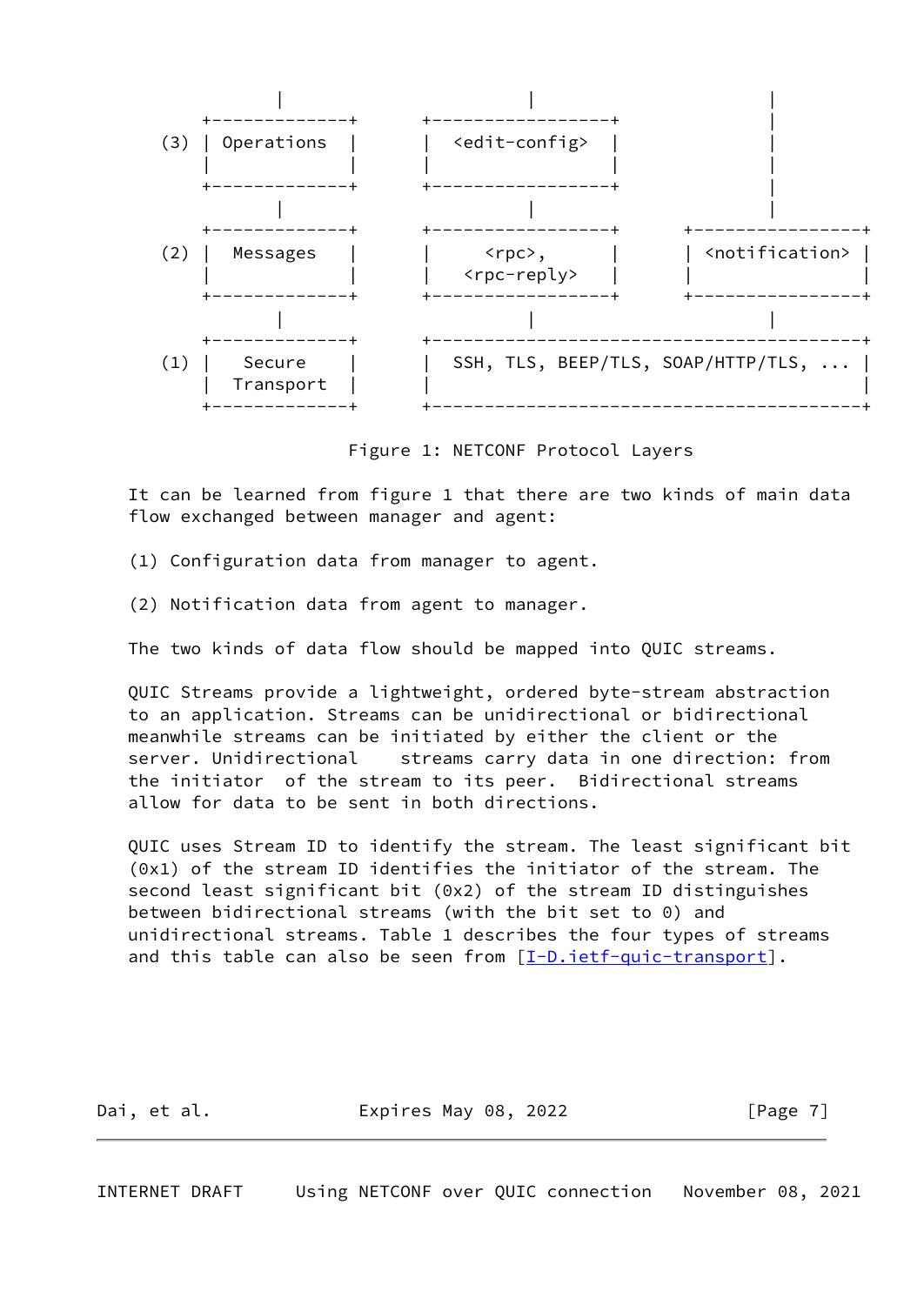```
          |                    |                     |
    +-------------+      +-----------------+         |
(3) | Operations  |      |  <edit-config>  |         |
    |             |      |                 |         |
    +-------------+      +-----------------+         |
          |                    |                     |
    +-------------+      +-----------------+    +-----------------+
(2) |  Messages   |      |     <rpc>,      |    | <notification> |
    |             |      |   <rpc-reply>   |    |                 |
    +-------------+      +-----------------+    +-----------------+
          |                    |                     |
    +-------------+      +----------------------------------------+
(1) |   Secure    |      |  SSH, TLS, BEEP/TLS, SOAP/HTTP/TLS, ... |
    |  Transport  |      |                                        |
    +-------------+      +----------------------------------------+
```

Figure 1: NETCONF Protocol Layers

It can be learned from figure 1 that there are two kinds of main data flow exchanged between manager and agent:

(1) Configuration data from manager to agent.

(2) Notification data from agent to manager.

The two kinds of data flow should be mapped into QUIC streams.

QUIC Streams provide a lightweight, ordered byte-stream abstraction to an application. Streams can be unidirectional or bidirectional meanwhile streams can be initiated by either the client or the server. Unidirectional streams carry data in one direction: from the initiator of the stream to its peer. Bidirectional streams allow for data to be sent in both directions.

QUIC uses Stream ID to identify the stream. The least significant bit (0x1) of the stream ID identifies the initiator of the stream. The second least significant bit (0x2) of the stream ID distinguishes between bidirectional streams (with the bit set to 0) and unidirectional streams. Table 1 describes the four types of streams and this table can also be seen from [I-D.ietf-quic-transport].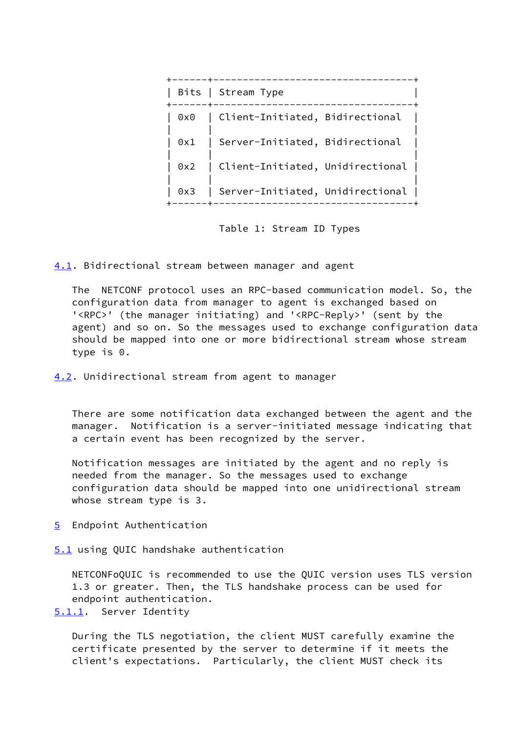| Bits | Stream Type |
|---|---|
| 0x0 | Client-Initiated, Bidirectional |
| 0x1 | Server-Initiated, Bidirectional |
| 0x2 | Client-Initiated, Unidirectional |
| 0x3 | Server-Initiated, Unidirectional |

Table 1: Stream ID Types

## 4.1. Bidirectional stream between manager and agent

The NETCONF protocol uses an RPC-based communication model. So, the configuration data from manager to agent is exchanged based on '<RPC>' (the manager initiating) and '<RPC-Reply>' (sent by the agent) and so on. So the messages used to exchange configuration data should be mapped into one or more bidirectional stream whose stream type is 0.

## 4.2. Unidirectional stream from agent to manager

There are some notification data exchanged between the agent and the manager. Notification is a server-initiated message indicating that a certain event has been recognized by the server.

Notification messages are initiated by the agent and no reply is needed from the manager. So the messages used to exchange configuration data should be mapped into one unidirectional stream whose stream type is 3.

# 5 Endpoint Authentication

## 5.1 using QUIC handshake authentication

NETCONFoQUIC is recommended to use the QUIC version uses TLS version 1.3 or greater. Then, the TLS handshake process can be used for endpoint authentication.

### 5.1.1. Server Identity

During the TLS negotiation, the client MUST carefully examine the certificate presented by the server to determine if it meets the client's expectations. Particularly, the client MUST check its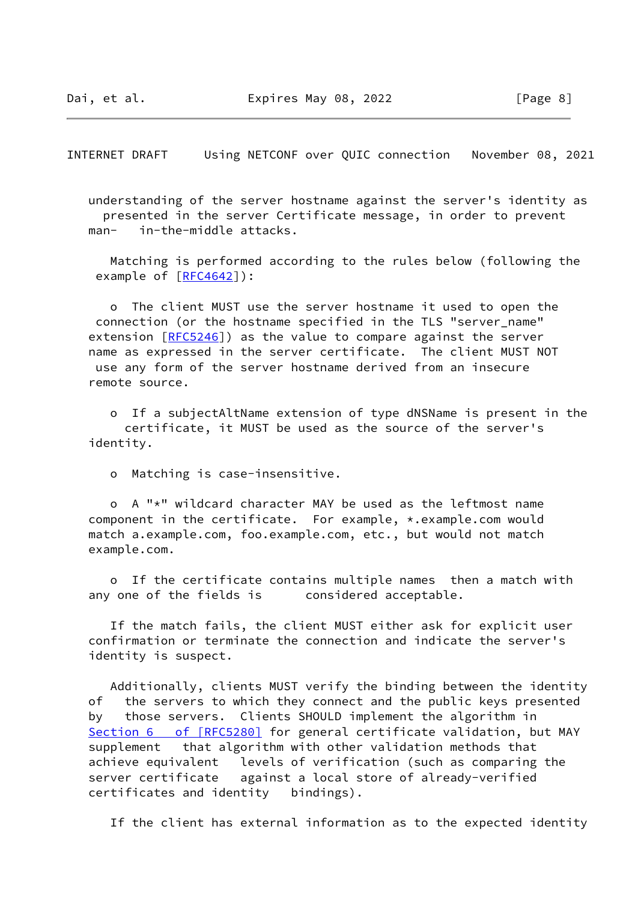understanding of the server hostname against the server's identity as presented in the server Certificate message, in order to prevent man- in-the-middle attacks.

Matching is performed according to the rules below (following the example of [RFC4642]):

- The client MUST use the server hostname it used to open the connection (or the hostname specified in the TLS "server_name" extension [RFC5246]) as the value to compare against the server name as expressed in the server certificate. The client MUST NOT use any form of the server hostname derived from an insecure remote source.

- If a subjectAltName extension of type dNSName is present in the certificate, it MUST be used as the source of the server's identity.

- Matching is case-insensitive.

- A "*" wildcard character MAY be used as the leftmost name component in the certificate. For example, *.example.com would match a.example.com, foo.example.com, etc., but would not match example.com.

- If the certificate contains multiple names then a match with any one of the fields is considered acceptable.

If the match fails, the client MUST either ask for explicit user confirmation or terminate the connection and indicate the server's identity is suspect.

Additionally, clients MUST verify the binding between the identity of the servers to which they connect and the public keys presented by those servers. Clients SHOULD implement the algorithm in Section 6 of [RFC5280] for general certificate validation, but MAY supplement that algorithm with other validation methods that achieve equivalent levels of verification (such as comparing the server certificate against a local store of already-verified certificates and identity bindings).

If the client has external information as to the expected identity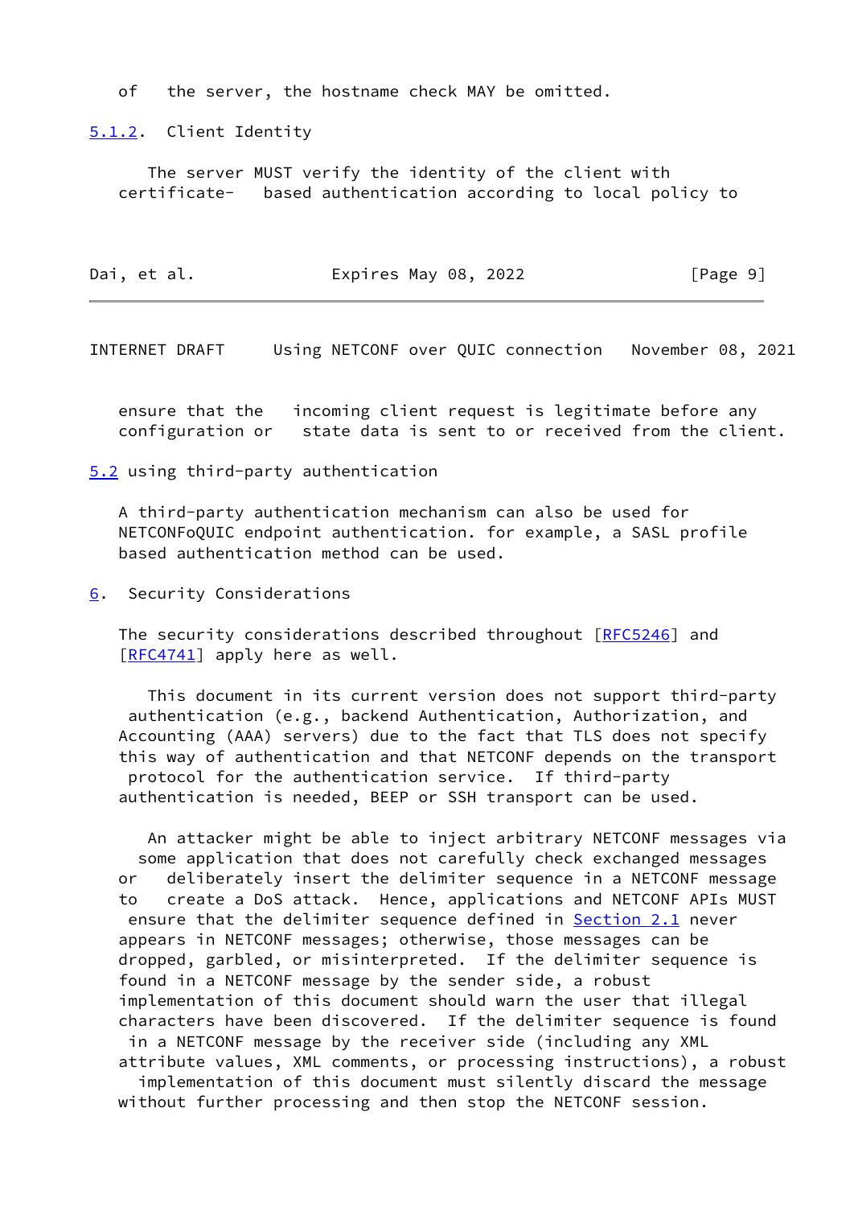of the server, the hostname check MAY be omitted.

### 5.1.2. Client Identity

The server MUST verify the identity of the client with certificate- based authentication according to local policy to ensure that the incoming client request is legitimate before any configuration or state data is sent to or received from the client.

## 5.2 using third-party authentication

A third-party authentication mechanism can also be used for NETCONFoQUIC endpoint authentication. for example, a SASL profile based authentication method can be used.

# 6. Security Considerations

The security considerations described throughout [RFC5246] and [RFC4741] apply here as well.

This document in its current version does not support third-party authentication (e.g., backend Authentication, Authorization, and Accounting (AAA) servers) due to the fact that TLS does not specify this way of authentication and that NETCONF depends on the transport protocol for the authentication service. If third-party authentication is needed, BEEP or SSH transport can be used.

An attacker might be able to inject arbitrary NETCONF messages via some application that does not carefully check exchanged messages or deliberately insert the delimiter sequence in a NETCONF message to create a DoS attack. Hence, applications and NETCONF APIs MUST ensure that the delimiter sequence defined in Section 2.1 never appears in NETCONF messages; otherwise, those messages can be dropped, garbled, or misinterpreted. If the delimiter sequence is found in a NETCONF message by the sender side, a robust implementation of this document should warn the user that illegal characters have been discovered. If the delimiter sequence is found in a NETCONF message by the receiver side (including any XML attribute values, XML comments, or processing instructions), a robust implementation of this document must silently discard the message without further processing and then stop the NETCONF session.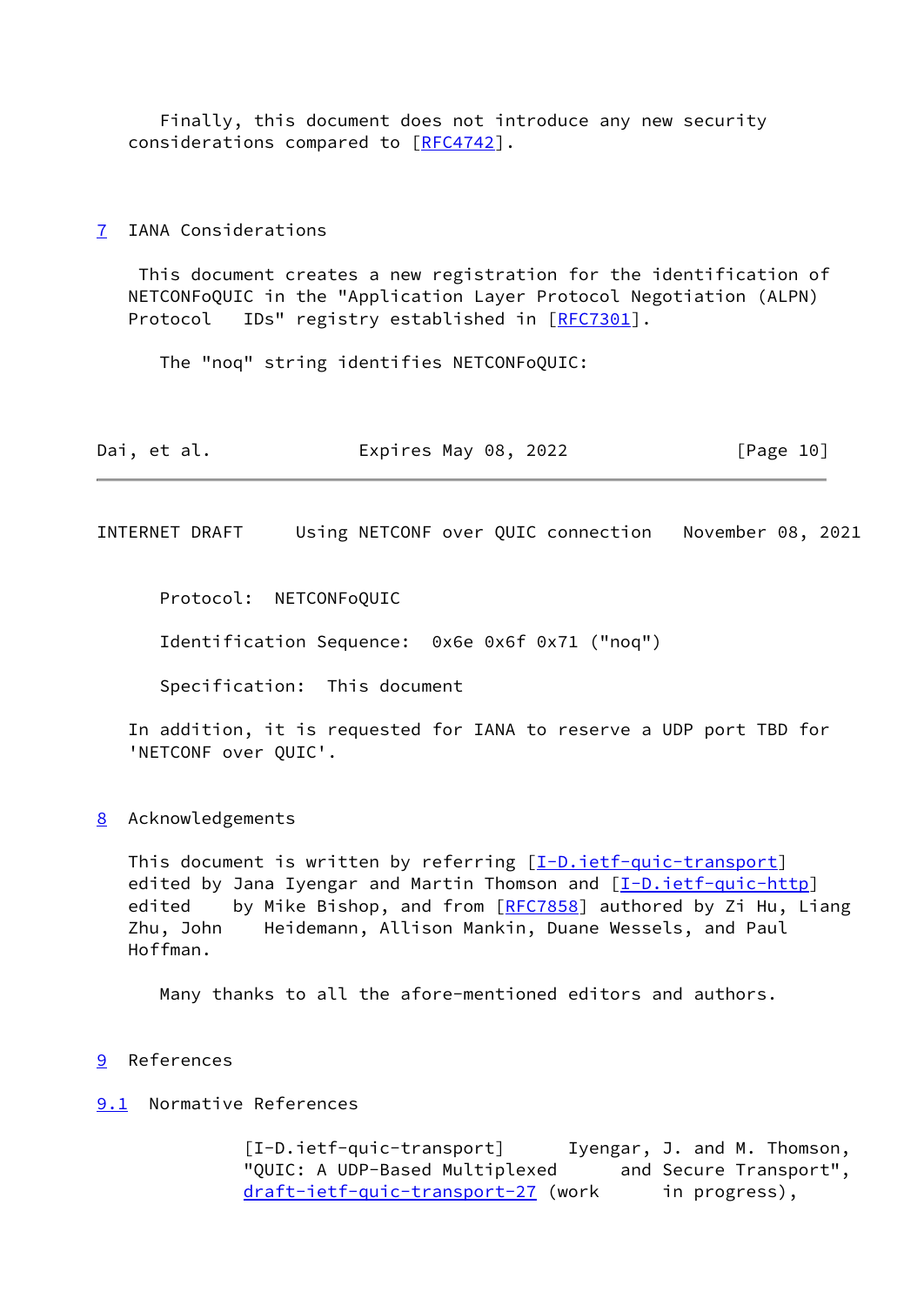Finally, this document does not introduce any new security considerations compared to [RFC4742].

## 7 IANA Considerations

This document creates a new registration for the identification of NETCONFoQUIC in the "Application Layer Protocol Negotiation (ALPN) Protocol IDs" registry established in [RFC7301].

The "noq" string identifies NETCONFoQUIC:

Protocol: NETCONFoQUIC

Identification Sequence: 0x6e 0x6f 0x71 ("noq")

Specification: This document

In addition, it is requested for IANA to reserve a UDP port TBD for 'NETCONF over QUIC'.

## 8 Acknowledgements

This document is written by referring [I-D.ietf-quic-transport] edited by Jana Iyengar and Martin Thomson and [I-D.ietf-quic-http] edited by Mike Bishop, and from [RFC7858] authored by Zi Hu, Liang Zhu, John Heidemann, Allison Mankin, Duane Wessels, and Paul Hoffman.

Many thanks to all the afore-mentioned editors and authors.

## 9 References

### 9.1 Normative References

[I-D.ietf-quic-transport] Iyengar, J. and M. Thomson, "QUIC: A UDP-Based Multiplexed and Secure Transport", draft-ietf-quic-transport-27 (work in progress),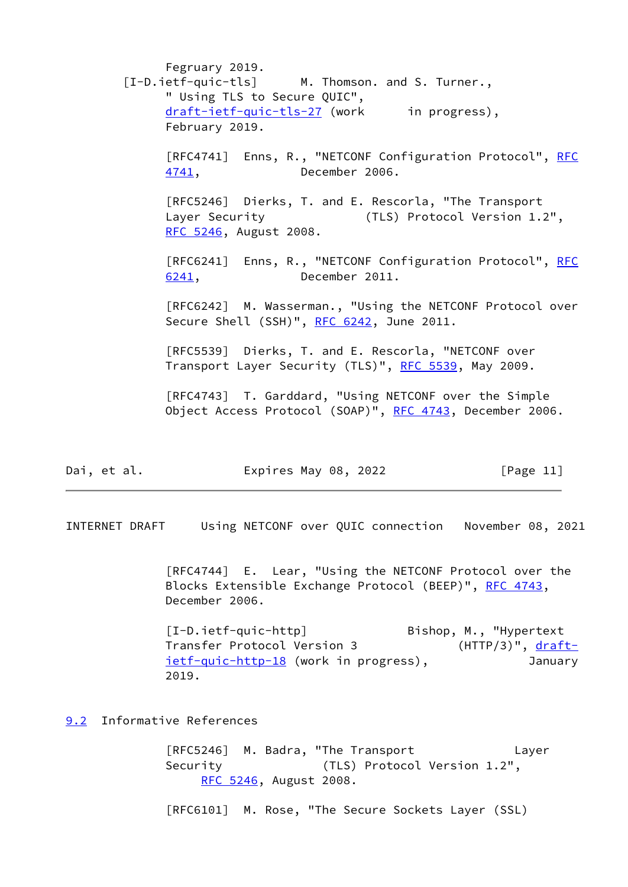Fegruary 2019.

[I-D.ietf-quic-tls] M. Thomson. and S. Turner., " Using TLS to Secure QUIC", draft-ietf-quic-tls-27 (work in progress), February 2019.

[RFC4741] Enns, R., "NETCONF Configuration Protocol", RFC 4741, December 2006.

[RFC5246] Dierks, T. and E. Rescorla, "The Transport Layer Security (TLS) Protocol Version 1.2", RFC 5246, August 2008.

[RFC6241] Enns, R., "NETCONF Configuration Protocol", RFC 6241, December 2011.

[RFC6242] M. Wasserman., "Using the NETCONF Protocol over Secure Shell (SSH)", RFC 6242, June 2011.

[RFC5539] Dierks, T. and E. Rescorla, "NETCONF over Transport Layer Security (TLS)", RFC 5539, May 2009.

[RFC4743] T. Garddard, "Using NETCONF over the Simple Object Access Protocol (SOAP)", RFC 4743, December 2006.

[RFC4744] E. Lear, "Using the NETCONF Protocol over the Blocks Extensible Exchange Protocol (BEEP)", RFC 4743, December 2006.

[I-D.ietf-quic-http] Bishop, M., "Hypertext Transfer Protocol Version 3 (HTTP/3)", draft-ietf-quic-http-18 (work in progress), January 2019.

## 9.2 Informative References

[RFC5246] M. Badra, "The Transport Layer Security (TLS) Protocol Version 1.2", RFC 5246, August 2008.

[RFC6101] M. Rose, "The Secure Sockets Layer (SSL)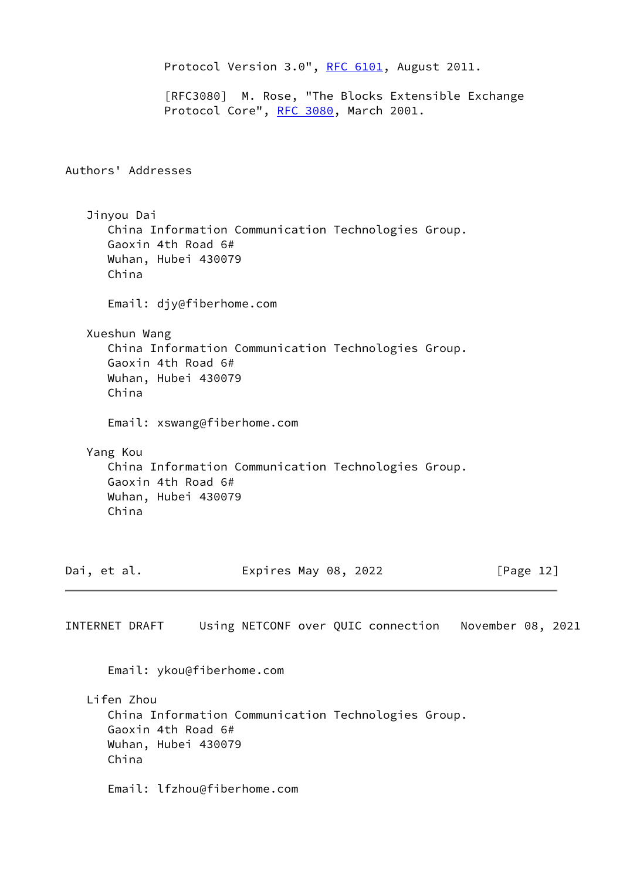Protocol Version 3.0", RFC 6101, August 2011.

[RFC3080] M. Rose, "The Blocks Extensible Exchange Protocol Core", RFC 3080, March 2001.

## Authors' Addresses

Jinyou Dai
China Information Communication Technologies Group.
Gaoxin 4th Road 6#
Wuhan, Hubei 430079
China

Email: djy@fiberhome.com

Xueshun Wang
China Information Communication Technologies Group.
Gaoxin 4th Road 6#
Wuhan, Hubei 430079
China

Email: xswang@fiberhome.com

Yang Kou
China Information Communication Technologies Group.
Gaoxin 4th Road 6#
Wuhan, Hubei 430079
China

Email: ykou@fiberhome.com

Lifen Zhou
China Information Communication Technologies Group.
Gaoxin 4th Road 6#
Wuhan, Hubei 430079
China

Email: lfzhou@fiberhome.com